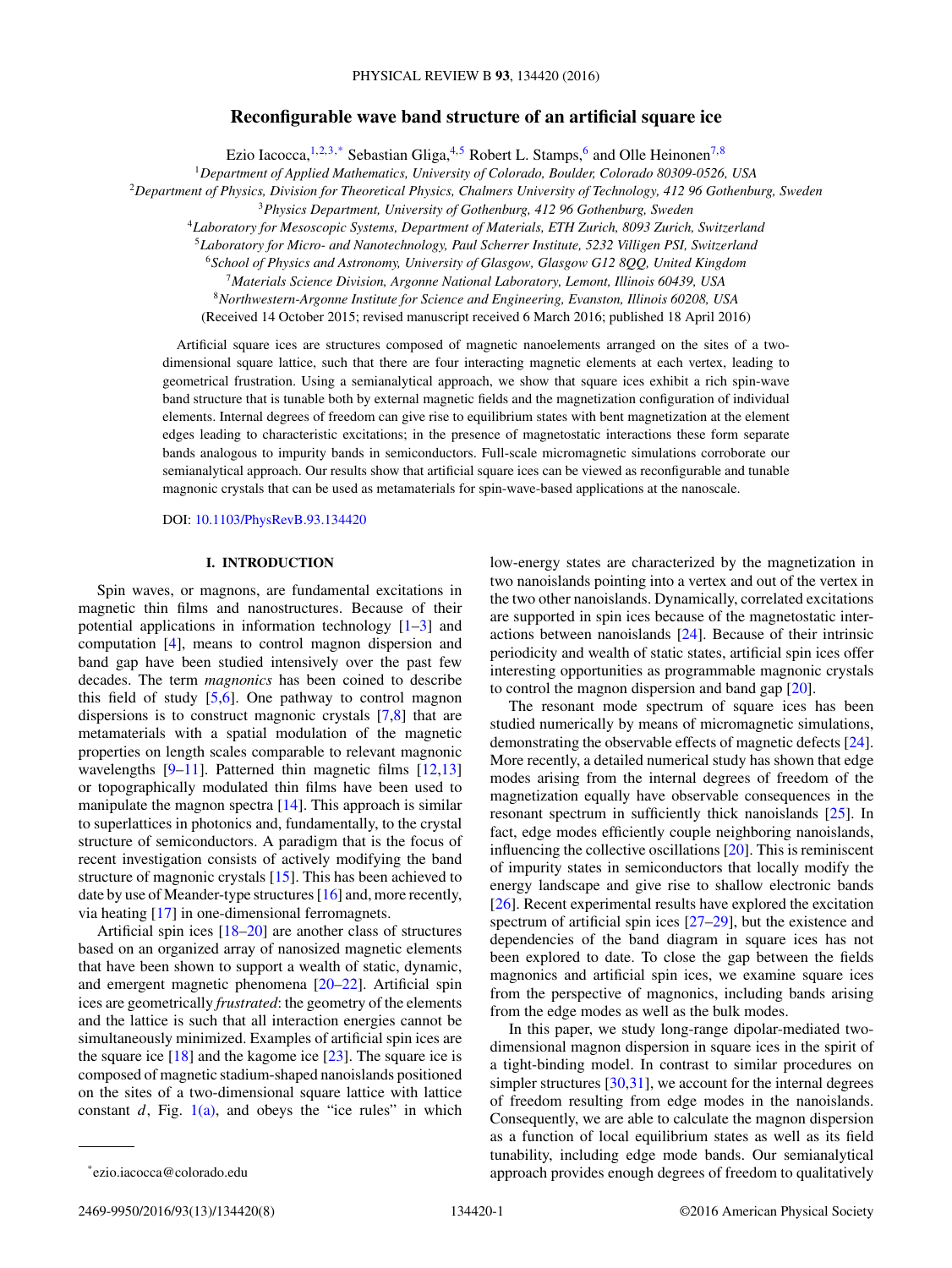# Reconfigurable wave band structure of an artificial square ice

Ezio Iacocca,[1,2,3,*] Sebastian Gliga,[4,5] Robert L. Stamps,[6] and Olle Heinonen[7,8]

[1]Department of Applied Mathematics, University of Colorado, Boulder, Colorado 80309-0526, USA
[2]Department of Physics, Division for Theoretical Physics, Chalmers University of Technology, 412 96 Gothenburg, Sweden
[3]Physics Department, University of Gothenburg, 412 96 Gothenburg, Sweden
[4]Laboratory for Mesoscopic Systems, Department of Materials, ETH Zurich, 8093 Zurich, Switzerland
[5]Laboratory for Micro- and Nanotechnology, Paul Scherrer Institute, 5232 Villigen PSI, Switzerland
[6]School of Physics and Astronomy, University of Glasgow, Glasgow G12 8QQ, United Kingdom
[7]Materials Science Division, Argonne National Laboratory, Lemont, Illinois 60439, USA
[8]Northwestern-Argonne Institute for Science and Engineering, Evanston, Illinois 60208, USA

(Received 14 October 2015; revised manuscript received 6 March 2016; published 18 April 2016)

Artificial square ices are structures composed of magnetic nanoelements arranged on the sites of a two-dimensional square lattice, such that there are four interacting magnetic elements at each vertex, leading to geometrical frustration. Using a semianalytical approach, we show that square ices exhibit a rich spin-wave band structure that is tunable both by external magnetic fields and the magnetization configuration of individual elements. Internal degrees of freedom can give rise to equilibrium states with bent magnetization at the element edges leading to characteristic excitations; in the presence of magnetostatic interactions these form separate bands analogous to impurity bands in semiconductors. Full-scale micromagnetic simulations corroborate our semianalytical approach. Our results show that artificial square ices can be viewed as reconfigurable and tunable magnonic crystals that can be used as metamaterials for spin-wave-based applications at the nanoscale.

DOI: 10.1103/PhysRevB.93.134420

## I. INTRODUCTION

Spin waves, or magnons, are fundamental excitations in magnetic thin films and nanostructures. Because of their potential applications in information technology [1–3] and computation [4], means to control magnon dispersion and band gap have been studied intensively over the past few decades. The term *magnonics* has been coined to describe this field of study [5,6]. One pathway to control magnon dispersions is to construct magnonic crystals [7,8] that are metamaterials with a spatial modulation of the magnetic properties on length scales comparable to relevant magnonic wavelengths [9–11]. Patterned thin magnetic films [12,13] or topographically modulated thin films have been used to manipulate the magnon spectra [14]. This approach is similar to superlattices in photonics and, fundamentally, to the crystal structure of semiconductors. A paradigm that is the focus of recent investigation consists of actively modifying the band structure of magnonic crystals [15]. This has been achieved to date by use of Meander-type structures [16] and, more recently, via heating [17] in one-dimensional ferromagnets.

Artificial spin ices [18–20] are another class of structures based on an organized array of nanosized magnetic elements that have been shown to support a wealth of static, dynamic, and emergent magnetic phenomena [20–22]. Artificial spin ices are geometrically *frustrated*: the geometry of the elements and the lattice is such that all interaction energies cannot be simultaneously minimized. Examples of artificial spin ices are the square ice [18] and the kagome ice [23]. The square ice is composed of magnetic stadium-shaped nanoislands positioned on the sites of a two-dimensional square lattice with lattice constant $d$, Fig. 1(a), and obeys the "ice rules" in which low-energy states are characterized by the magnetization in two nanoislands pointing into a vertex and out of the vertex in the two other nanoislands. Dynamically, correlated excitations are supported in spin ices because of the magnetostatic interactions between nanoislands [24]. Because of their intrinsic periodicity and wealth of static states, artificial spin ices offer interesting opportunities as programmable magnonic crystals to control the magnon dispersion and band gap [20].

The resonant mode spectrum of square ices has been studied numerically by means of micromagnetic simulations, demonstrating the observable effects of magnetic defects [24]. More recently, a detailed numerical study has shown that edge modes arising from the internal degrees of freedom of the magnetization equally have observable consequences in the resonant spectrum in sufficiently thick nanoislands [25]. In fact, edge modes efficiently couple neighboring nanoislands, influencing the collective oscillations [20]. This is reminiscent of impurity states in semiconductors that locally modify the energy landscape and give rise to shallow electronic bands [26]. Recent experimental results have explored the excitation spectrum of artificial spin ices [27–29], but the existence and dependencies of the band diagram in square ices has not been explored to date. To close the gap between the fields magnonics and artificial spin ices, we examine square ices from the perspective of magnonics, including bands arising from the edge modes as well as the bulk modes.

In this paper, we study long-range dipolar-mediated two-dimensional magnon dispersion in square ices in the spirit of a tight-binding model. In contrast to similar procedures on simpler structures [30,31], we account for the internal degrees of freedom resulting from edge modes in the nanoislands. Consequently, we are able to calculate the magnon dispersion as a function of local equilibrium states as well as its field tunability, including edge mode bands. Our semianalytical approach provides enough degrees of freedom to qualitatively

*ezio.iacocca@colorado.edu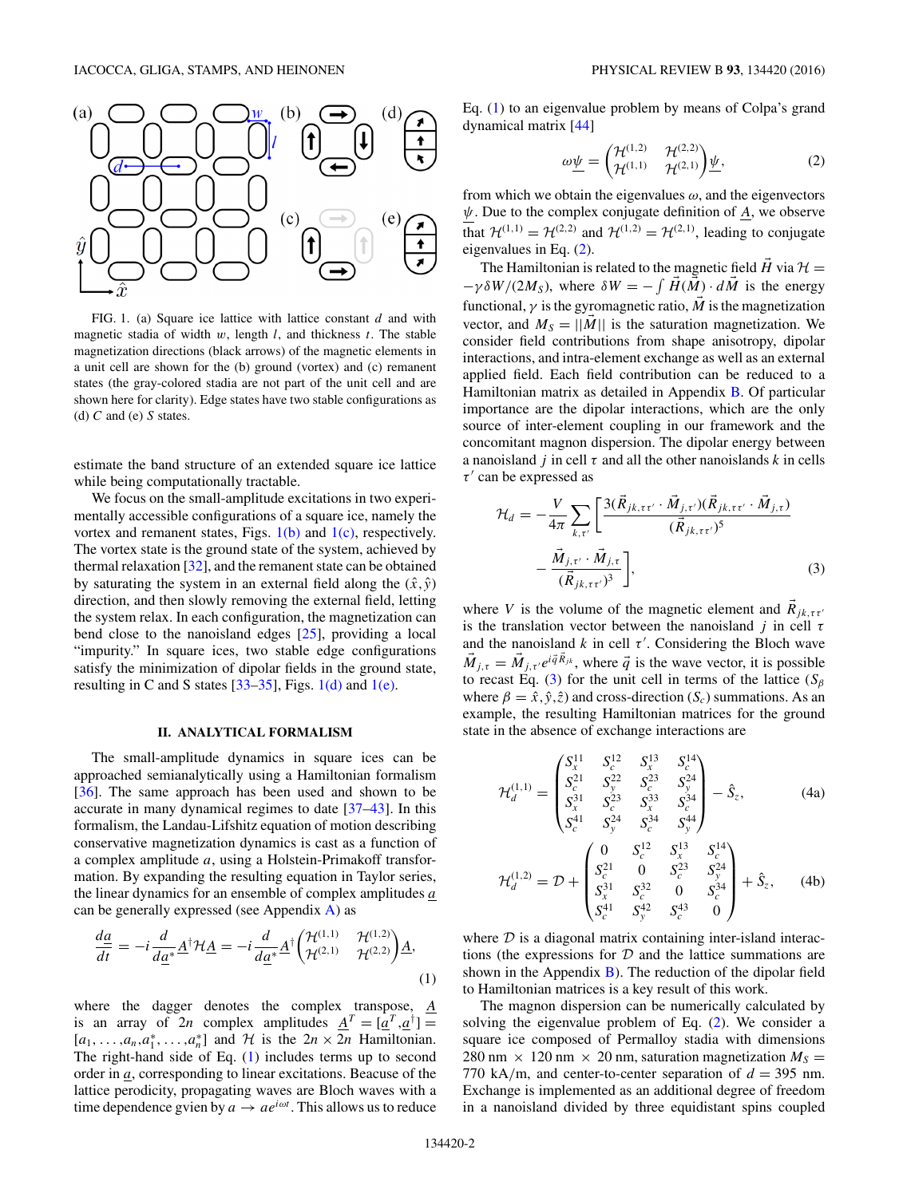FIG. 1. (a) Square ice lattice with lattice constant $d$ and with magnetic stadia of width $w$, length $l$, and thickness $t$. The stable magnetization directions (black arrows) of the magnetic elements in a unit cell are shown for the (b) ground (vortex) and (c) remanent states (the gray-colored stadia are not part of the unit cell and are shown here for clarity). Edge states have two stable configurations as (d) $C$ and (e) $S$ states.

estimate the band structure of an extended square ice lattice while being computationally tractable.

We focus on the small-amplitude excitations in two experimentally accessible configurations of a square ice, namely the vortex and remanent states, Figs. 1(b) and 1(c), respectively. The vortex state is the ground state of the system, achieved by thermal relaxation [32], and the remanent state can be obtained by saturating the system in an external field along the $(\hat{x},\hat{y})$ direction, and then slowly removing the external field, letting the system relax. In each configuration, the magnetization can bend close to the nanoisland edges [25], providing a local "impurity." In square ices, two stable edge configurations satisfy the minimization of dipolar fields in the ground state, resulting in C and S states [33–35], Figs. 1(d) and 1(e).

## II. ANALYTICAL FORMALISM

The small-amplitude dynamics in square ices can be approached semianalytically using a Hamiltonian formalism [36]. The same approach has been used and shown to be accurate in many dynamical regimes to date [37–43]. In this formalism, the Landau-Lifshitz equation of motion describing conservative magnetization dynamics is cast as a function of a complex amplitude $a$, using a Holstein-Primakoff transformation. By expanding the resulting equation in Taylor series, the linear dynamics for an ensemble of complex amplitudes $\underline{a}$ can be generally expressed (see Appendix A) as

$$\frac{d\underline{a}}{dt} = -i\frac{d}{d\underline{a}^*}\underline{A}^\dagger\mathcal{H}\underline{A} = -i\frac{d}{d\underline{a}^*}\underline{A}^\dagger\begin{pmatrix}\mathcal{H}^{(1,1)} & \mathcal{H}^{(1,2)}\\ \mathcal{H}^{(2,1)} & \mathcal{H}^{(2,2)}\end{pmatrix}\underline{A}, \tag{1}$$

where the dagger denotes the complex transpose, $\underline{A}$ is an array of $2n$ complex amplitudes $\underline{A}^T = [\underline{a}^T,\underline{a}^\dagger] = [a_1,\ldots,a_n,a_1^*,\ldots,a_n^*]$ and $\mathcal{H}$ is the $2n\times 2n$ Hamiltonian. The right-hand side of Eq. (1) includes terms up to second order in $\underline{a}$, corresponding to linear excitations. Beacuse of the lattice perodicity, propagating waves are Bloch waves with a time dependence gvien by $a\rightarrow ae^{i\omega t}$. This allows us to reduce Eq. (1) to an eigenvalue problem by means of Colpa's grand dynamical matrix [44]

$$\omega\underline{\psi} = \begin{pmatrix}\mathcal{H}^{(1,2)} & \mathcal{H}^{(2,2)}\\ \mathcal{H}^{(1,1)} & \mathcal{H}^{(2,1)}\end{pmatrix}\underline{\psi}, \tag{2}$$

from which we obtain the eigenvalues $\omega$, and the eigenvectors $\underline{\psi}$. Due to the complex conjugate definition of $\underline{A}$, we observe that $\mathcal{H}^{(1,1)} = \mathcal{H}^{(2,2)}$ and $\mathcal{H}^{(1,2)} = \mathcal{H}^{(2,1)}$, leading to conjugate eigenvalues in Eq. (2).

The Hamiltonian is related to the magnetic field $\vec{H}$ via $\mathcal{H} = -\gamma\delta W/(2M_S)$, where $\delta W = -\int\vec{H}(\vec{M})\cdot d\vec{M}$ is the energy functional, $\gamma$ is the gyromagnetic ratio, $\vec{M}$ is the magnetization vector, and $M_S = ||\vec{M}||$ is the saturation magnetization. We consider field contributions from shape anisotropy, dipolar interactions, and intra-element exchange as well as an external applied field. Each field contribution can be reduced to a Hamiltonian matrix as detailed in Appendix B. Of particular importance are the dipolar interactions, which are the only source of inter-element coupling in our framework and the concomitant magnon dispersion. The dipolar energy between a nanoisland $j$ in cell $\tau$ and all the other nanoislands $k$ in cells $\tau'$ can be expressed as

$$\mathcal{H}_d = -\frac{V}{4\pi}\sum_{k,\tau'}\left[\frac{3(\vec{R}_{jk,\tau\tau'}\cdot\vec{M}_{j,\tau'})(\vec{R}_{jk,\tau\tau'}\cdot\vec{M}_{j,\tau})}{(\vec{R}_{jk,\tau\tau'})^5} - \frac{\vec{M}_{j,\tau'}\cdot\vec{M}_{j,\tau}}{(\vec{R}_{jk,\tau\tau'})^3}\right], \tag{3}$$

where $V$ is the volume of the magnetic element and $\vec{R}_{jk,\tau\tau'}$ is the translation vector between the nanoisland $j$ in cell $\tau$ and the nanoisland $k$ in cell $\tau'$. Considering the Bloch wave $\vec{M}_{j,\tau} = \vec{M}_{j,\tau'}e^{i\vec{q}\vec{R}_{jk}}$, where $\vec{q}$ is the wave vector, it is possible to recast Eq. (3) for the unit cell in terms of the lattice ($S_\beta$ where $\beta = \hat{x},\hat{y},\hat{z}$) and cross-direction ($S_c$) summations. As an example, the resulting Hamiltonian matrices for the ground state in the absence of exchange interactions are

$$\mathcal{H}_d^{(1,1)} = \begin{pmatrix}S_x^{11} & S_c^{12} & S_x^{13} & S_c^{14}\\ S_c^{21} & S_y^{22} & S_c^{23} & S_y^{24}\\ S_x^{31} & S_c^{23} & S_x^{33} & S_c^{34}\\ S_c^{41} & S_y^{24} & S_c^{34} & S_y^{44}\end{pmatrix} - \hat{S}_z, \tag{4a}$$

$$\mathcal{H}_d^{(1,2)} = \mathcal{D} + \begin{pmatrix}0 & S_c^{12} & S_x^{13} & S_c^{14}\\ S_c^{21} & 0 & S_c^{23} & S_y^{24}\\ S_x^{31} & S_c^{32} & 0 & S_c^{34}\\ S_c^{41} & S_y^{42} & S_c^{43} & 0\end{pmatrix} + \hat{S}_z, \tag{4b}$$

where $\mathcal{D}$ is a diagonal matrix containing inter-island interactions (the expressions for $\mathcal{D}$ and the lattice summations are shown in the Appendix B). The reduction of the dipolar field to Hamiltonian matrices is a key result of this work.

The magnon dispersion can be numerically calculated by solving the eigenvalue problem of Eq. (2). We consider a square ice composed of Permalloy stadia with dimensions 280 nm $\times$ 120 nm $\times$ 20 nm, saturation magnetization $M_S$ = 770 kA/m, and center-to-center separation of $d$ = 395 nm. Exchange is implemented as an additional degree of freedom in a nanoisland divided by three equidistant spins coupled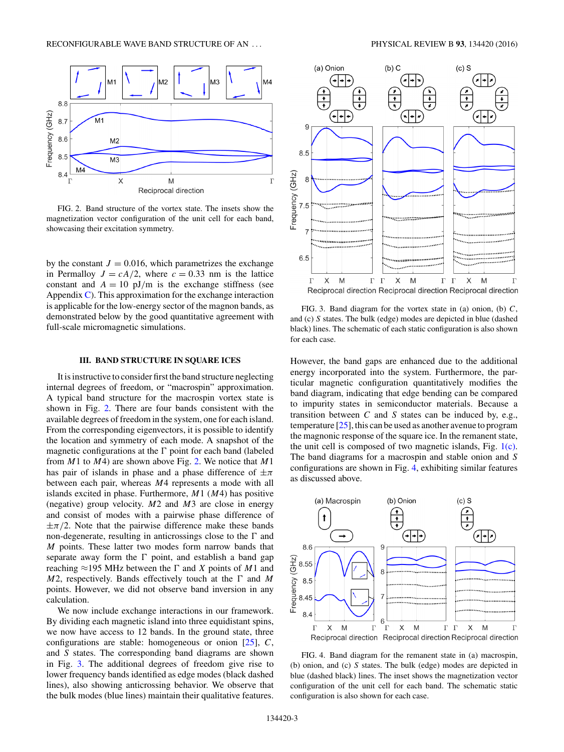FIG. 2. Band structure of the vortex state. The insets show the magnetization vector configuration of the unit cell for each band, showcasing their excitation symmetry.

by the constant $J = 0.016$, which parametrizes the exchange in Permalloy $J = cA/2$, where $c = 0.33$ nm is the lattice constant and $A = 10$ pJ/m is the exchange stiffness (see Appendix C). This approximation for the exchange interaction is applicable for the low-energy sector of the magnon bands, as demonstrated below by the good quantitative agreement with full-scale micromagnetic simulations.

### III. BAND STRUCTURE IN SQUARE ICES

It is instructive to consider first the band structure neglecting internal degrees of freedom, or "macrospin" approximation. A typical band structure for the macrospin vortex state is shown in Fig. 2. There are four bands consistent with the available degrees of freedom in the system, one for each island. From the corresponding eigenvectors, it is possible to identify the location and symmetry of each mode. A snapshot of the magnetic configurations at the Γ point for each band (labeled from $M1$ to $M4$) are shown above Fig. 2. We notice that $M1$ has pair of islands in phase and a phase difference of $\pm\pi$ between each pair, whereas $M4$ represents a mode with all islands excited in phase. Furthermore, $M1$ ($M4$) has positive (negative) group velocity. $M2$ and $M3$ are close in energy and consist of modes with a pairwise phase difference of $\pm\pi/2$. Note that the pairwise difference make these bands non-degenerate, resulting in anticrossings close to the Γ and $M$ points. These latter two modes form narrow bands that separate away form the Γ point, and establish a band gap reaching ≈195 MHz between the Γ and $X$ points of $M1$ and $M2$, respectively. Bands effectively touch at the Γ and $M$ points. However, we did not observe band inversion in any calculation.

We now include exchange interactions in our framework. By dividing each magnetic island into three equidistant spins, we now have access to 12 bands. In the ground state, three configurations are stable: homogeneous or onion [25], $C$, and $S$ states. The corresponding band diagrams are shown in Fig. 3. The additional degrees of freedom give rise to lower frequency bands identified as edge modes (black dashed lines), also showing anticrossing behavior. We observe that the bulk modes (blue lines) maintain their qualitative features.

FIG. 3. Band diagram for the vortex state in (a) onion, (b) $C$, and (c) $S$ states. The bulk (edge) modes are depicted in blue (dashed black) lines. The schematic of each static configuration is also shown for each case.

However, the band gaps are enhanced due to the additional energy incorporated into the system. Furthermore, the particular magnetic configuration quantitatively modifies the band diagram, indicating that edge bending can be compared to impurity states in semiconductor materials. Because a transition between $C$ and $S$ states can be induced by, e.g., temperature [25], this can be used as another avenue to program the magnonic response of the square ice. In the remanent state, the unit cell is composed of two magnetic islands, Fig. 1(c). The band diagrams for a macrospin and stable onion and $S$ configurations are shown in Fig. 4, exhibiting similar features as discussed above.

FIG. 4. Band diagram for the remanent state in (a) macrospin, (b) onion, and (c) $S$ states. The bulk (edge) modes are depicted in blue (dashed black) lines. The inset shows the magnetization vector configuration of the unit cell for each band. The schematic static configuration is also shown for each case.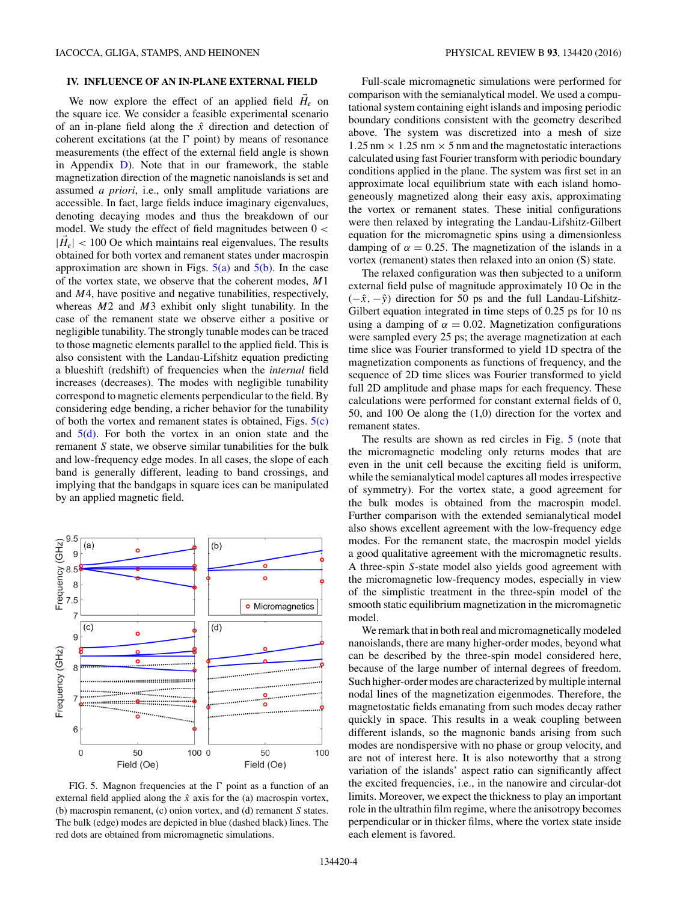## IV. INFLUENCE OF AN IN-PLANE EXTERNAL FIELD

We now explore the effect of an applied field $\vec{H}_e$ on the square ice. We consider a feasible experimental scenario of an in-plane field along the $\hat{x}$ direction and detection of coherent excitations (at the Γ point) by means of resonance measurements (the effect of the external field angle is shown in Appendix D). Note that in our framework, the stable magnetization direction of the magnetic nanoislands is set and assumed *a priori*, i.e., only small amplitude variations are accessible. In fact, large fields induce imaginary eigenvalues, denoting decaying modes and thus the breakdown of our model. We study the effect of field magnitudes between $0 < |\vec{H}_e| < 100$ Oe which maintains real eigenvalues. The results obtained for both vortex and remanent states under macrospin approximation are shown in Figs. 5(a) and 5(b). In the case of the vortex state, we observe that the coherent modes, $M1$ and $M4$, have positive and negative tunabilities, respectively, whereas $M2$ and $M3$ exhibit only slight tunability. In the case of the remanent state we observe either a positive or negligible tunability. The strongly tunable modes can be traced to those magnetic elements parallel to the applied field. This is also consistent with the Landau-Lifshitz equation predicting a blueshift (redshift) of frequencies when the *internal* field increases (decreases). The modes with negligible tunability correspond to magnetic elements perpendicular to the field. By considering edge bending, a richer behavior for the tunability of both the vortex and remanent states is obtained, Figs. 5(c) and 5(d). For both the vortex in an onion state and the remanent $S$ state, we observe similar tunabilities for the bulk and low-frequency edge modes. In all cases, the slope of each band is generally different, leading to band crossings, and implying that the bandgaps in square ices can be manipulated by an applied magnetic field.

FIG. 5. Magnon frequencies at the Γ point as a function of an external field applied along the $\hat{x}$ axis for the (a) macrospin vortex, (b) macrospin remanent, (c) onion vortex, and (d) remanent $S$ states. The bulk (edge) modes are depicted in blue (dashed black) lines. The red dots are obtained from micromagnetic simulations.

Full-scale micromagnetic simulations were performed for comparison with the semianalytical model. We used a computational system containing eight islands and imposing periodic boundary conditions consistent with the geometry described above. The system was discretized into a mesh of size 1.25 nm × 1.25 nm × 5 nm and the magnetostatic interactions calculated using fast Fourier transform with periodic boundary conditions applied in the plane. The system was first set in an approximate local equilibrium state with each island homogeneously magnetized along their easy axis, approximating the vortex or remanent states. These initial configurations were then relaxed by integrating the Landau-Lifshitz-Gilbert equation for the micromagnetic spins using a dimensionless damping of $\alpha = 0.25$. The magnetization of the islands in a vortex (remanent) states then relaxed into an onion (S) state.

The relaxed configuration was then subjected to a uniform external field pulse of magnitude approximately 10 Oe in the $(-\hat{x}, -\hat{y})$ direction for 50 ps and the full Landau-Lifshitz-Gilbert equation integrated in time steps of 0.25 ps for 10 ns using a damping of $\alpha = 0.02$. Magnetization configurations were sampled every 25 ps; the average magnetization at each time slice was Fourier transformed to yield 1D spectra of the magnetization components as functions of frequency, and the sequence of 2D time slices was Fourier transformed to yield full 2D amplitude and phase maps for each frequency. These calculations were performed for constant external fields of 0, 50, and 100 Oe along the (1,0) direction for the vortex and remanent states.

The results are shown as red circles in Fig. 5 (note that the micromagnetic modeling only returns modes that are even in the unit cell because the exciting field is uniform, while the semianalytical model captures all modes irrespective of symmetry). For the vortex state, a good agreement for the bulk modes is obtained from the macrospin model. Further comparison with the extended semianalytical model also shows excellent agreement with the low-frequency edge modes. For the remanent state, the macrospin model yields a good qualitative agreement with the micromagnetic results. A three-spin $S$-state model also yields good agreement with the micromagnetic low-frequency modes, especially in view of the simplistic treatment in the three-spin model of the smooth static equilibrium magnetization in the micromagnetic model.

We remark that in both real and micromagnetically modeled nanoislands, there are many higher-order modes, beyond what can be described by the three-spin model considered here, because of the large number of internal degrees of freedom. Such higher-order modes are characterized by multiple internal nodal lines of the magnetization eigenmodes. Therefore, the magnetostatic fields emanating from such modes decay rather quickly in space. This results in a weak coupling between different islands, so the magnonic bands arising from such modes are nondispersive with no phase or group velocity, and are not of interest here. It is also noteworthy that a strong variation of the islands' aspect ratio can significantly affect the excited frequencies, i.e., in the nanowire and circular-dot limits. Moreover, we expect the thickness to play an important role in the ultrathin film regime, where the anisotropy becomes perpendicular or in thicker films, where the vortex state inside each element is favored.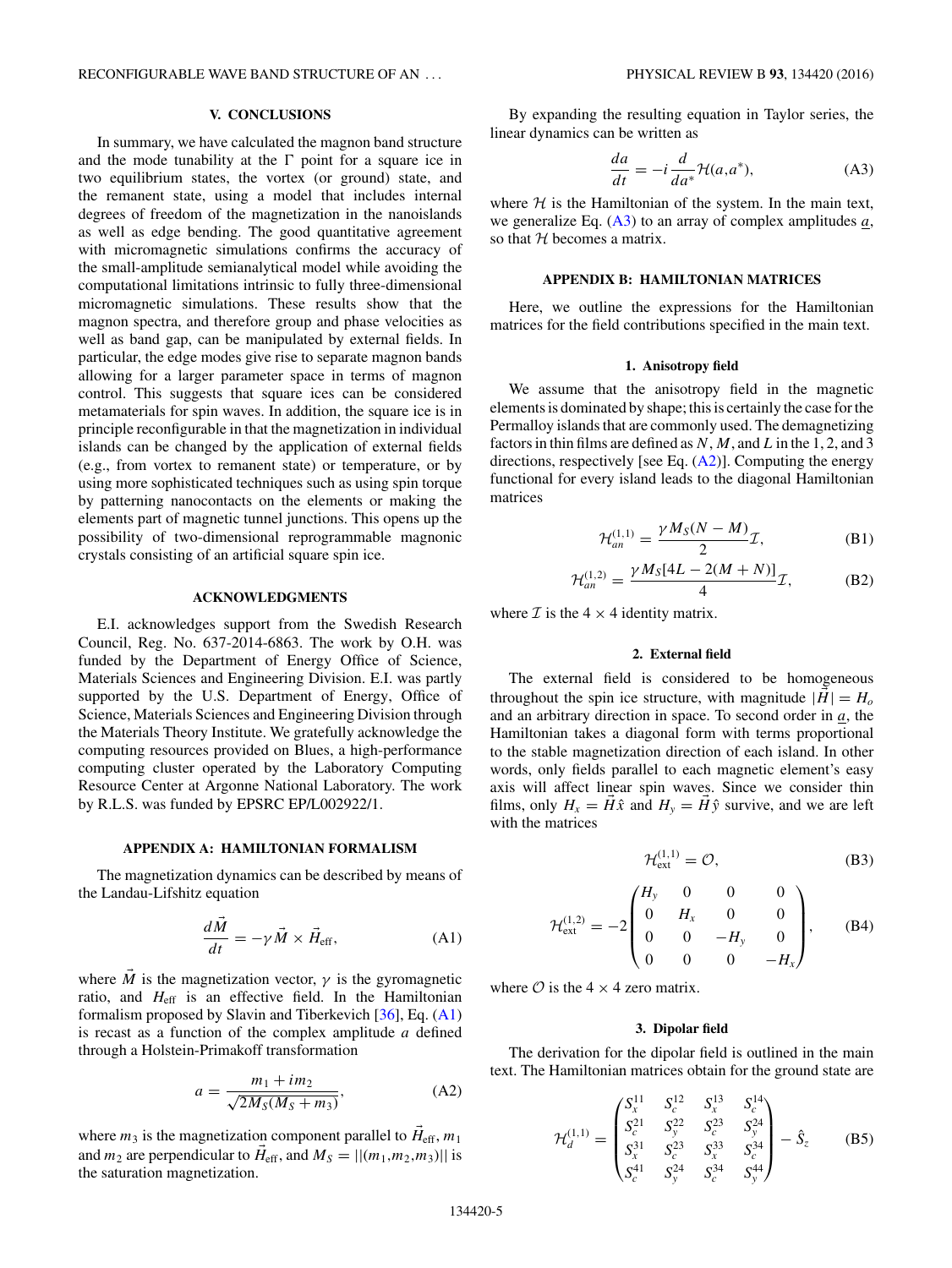## V. CONCLUSIONS

In summary, we have calculated the magnon band structure and the mode tunability at the Γ point for a square ice in two equilibrium states, the vortex (or ground) state, and the remanent state, using a model that includes internal degrees of freedom of the magnetization in the nanoislands as well as edge bending. The good quantitative agreement with micromagnetic simulations confirms the accuracy of the small-amplitude semianalytical model while avoiding the computational limitations intrinsic to fully three-dimensional micromagnetic simulations. These results show that the magnon spectra, and therefore group and phase velocities as well as band gap, can be manipulated by external fields. In particular, the edge modes give rise to separate magnon bands allowing for a larger parameter space in terms of magnon control. This suggests that square ices can be considered metamaterials for spin waves. In addition, the square ice is in principle reconfigurable in that the magnetization in individual islands can be changed by the application of external fields (e.g., from vortex to remanent state) or temperature, or by using more sophisticated techniques such as using spin torque by patterning nanocontacts on the elements or making the elements part of magnetic tunnel junctions. This opens up the possibility of two-dimensional reprogrammable magnonic crystals consisting of an artificial square spin ice.

## ACKNOWLEDGMENTS

E.I. acknowledges support from the Swedish Research Council, Reg. No. 637-2014-6863. The work by O.H. was funded by the Department of Energy Office of Science, Materials Sciences and Engineering Division. E.I. was partly supported by the U.S. Department of Energy, Office of Science, Materials Sciences and Engineering Division through the Materials Theory Institute. We gratefully acknowledge the computing resources provided on Blues, a high-performance computing cluster operated by the Laboratory Computing Resource Center at Argonne National Laboratory. The work by R.L.S. was funded by EPSRC EP/L002922/1.

## APPENDIX A: HAMILTONIAN FORMALISM

The magnetization dynamics can be described by means of the Landau-Lifshitz equation

$$\frac{d\vec{M}}{dt} = -\gamma \vec{M} \times \vec{H}_{\text{eff}}, \tag{A1}$$

where $\vec{M}$ is the magnetization vector, $\gamma$ is the gyromagnetic ratio, and $H_{\text{eff}}$ is an effective field. In the Hamiltonian formalism proposed by Slavin and Tiberkevich [36], Eq. (A1) is recast as a function of the complex amplitude $a$ defined through a Holstein-Primakoff transformation

$$a = \frac{m_1 + i m_2}{\sqrt{2M_S(M_S + m_3)}}, \tag{A2}$$

where $m_3$ is the magnetization component parallel to $\vec{H}_{\text{eff}}$, $m_1$ and $m_2$ are perpendicular to $\vec{H}_{\text{eff}}$, and $M_S = ||(m_1,m_2,m_3)||$ is the saturation magnetization.

By expanding the resulting equation in Taylor series, the linear dynamics can be written as

$$\frac{da}{dt} = -i\frac{d}{da^*}\mathcal{H}(a,a^*), \tag{A3}$$

where $\mathcal{H}$ is the Hamiltonian of the system. In the main text, we generalize Eq. (A3) to an array of complex amplitudes $\underline{a}$, so that $\mathcal{H}$ becomes a matrix.

## APPENDIX B: HAMILTONIAN MATRICES

Here, we outline the expressions for the Hamiltonian matrices for the field contributions specified in the main text.

### 1. Anisotropy field

We assume that the anisotropy field in the magnetic elements is dominated by shape; this is certainly the case for the Permalloy islands that are commonly used. The demagnetizing factors in thin films are defined as $N$, $M$, and $L$ in the 1, 2, and 3 directions, respectively [see Eq. (A2)]. Computing the energy functional for every island leads to the diagonal Hamiltonian matrices

$$\mathcal{H}_{an}^{(1,1)} = \frac{\gamma M_S(N-M)}{2}\mathcal{I}, \tag{B1}$$

$$\mathcal{H}_{an}^{(1,2)} = \frac{\gamma M_S[4L - 2(M+N)]}{4}\mathcal{I}, \tag{B2}$$

where $\mathcal{I}$ is the $4 \times 4$ identity matrix.

### 2. External field

The external field is considered to be homogeneous throughout the spin ice structure, with magnitude $|\vec{H}| = H_o$ and an arbitrary direction in space. To second order in $\underline{a}$, the Hamiltonian takes a diagonal form with terms proportional to the stable magnetization direction of each island. In other words, only fields parallel to each magnetic element's easy axis will affect linear spin waves. Since we consider thin films, only $H_x = \vec{H}\hat{x}$ and $H_y = \vec{H}\hat{y}$ survive, and we are left with the matrices

$$\mathcal{H}_{\text{ext}}^{(1,1)} = \mathcal{O}, \tag{B3}$$

$$\mathcal{H}_{\text{ext}}^{(1,2)} = -2\begin{pmatrix} H_y & 0 & 0 & 0 \\ 0 & H_x & 0 & 0 \\ 0 & 0 & -H_y & 0 \\ 0 & 0 & 0 & -H_x \end{pmatrix}, \tag{B4}$$

where $\mathcal{O}$ is the $4 \times 4$ zero matrix.

### 3. Dipolar field

The derivation for the dipolar field is outlined in the main text. The Hamiltonian matrices obtain for the ground state are

$$\mathcal{H}_{d}^{(1,1)} = \begin{pmatrix} S_x^{11} & S_c^{12} & S_x^{13} & S_c^{14} \\ S_c^{21} & S_y^{22} & S_c^{23} & S_y^{24} \\ S_x^{31} & S_c^{23} & S_x^{33} & S_c^{34} \\ S_c^{41} & S_y^{24} & S_c^{34} & S_y^{44} \end{pmatrix} - \hat{S}_z \tag{B5}$$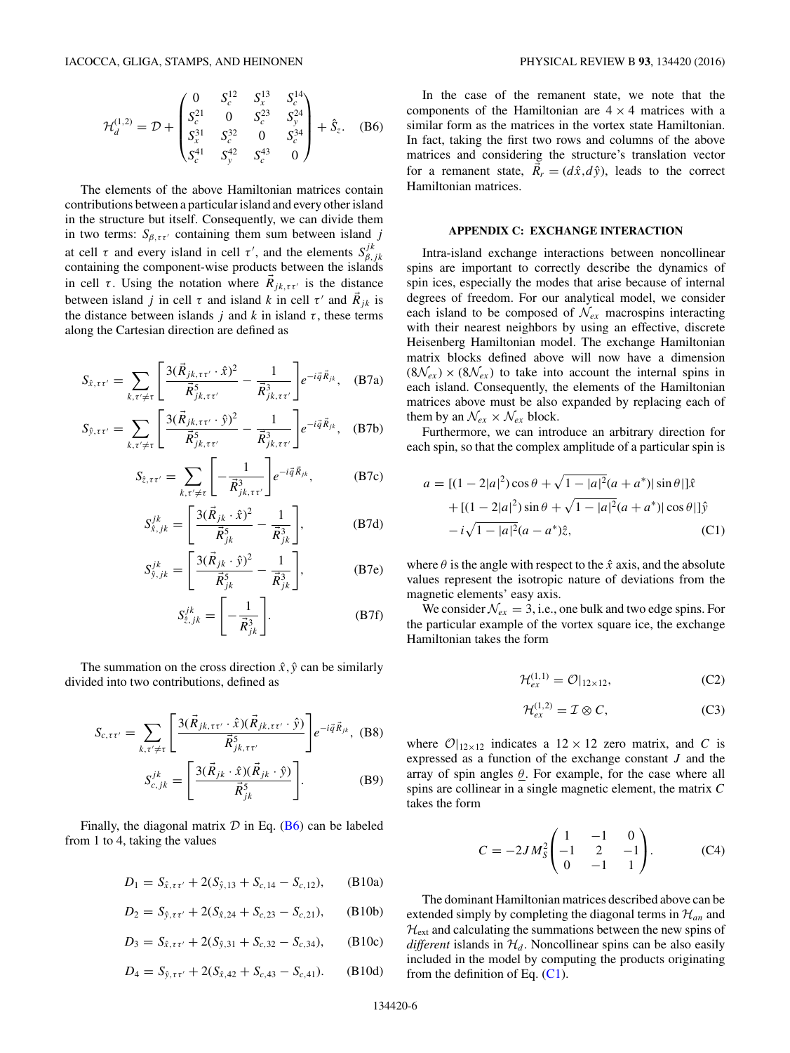$$\mathcal{H}_d^{(1,2)} = \mathcal{D} + \begin{pmatrix} 0 & S_c^{12} & S_x^{13} & S_c^{14} \\ S_c^{21} & 0 & S_c^{23} & S_y^{24} \\ S_x^{31} & S_c^{32} & 0 & S_c^{34} \\ S_c^{41} & S_y^{42} & S_c^{43} & 0 \end{pmatrix} + \hat{S}_z. \quad \text{(B6)}$$

The elements of the above Hamiltonian matrices contain contributions between a particular island and every other island in the structure but itself. Consequently, we can divide them in two terms: $S_{\beta,\tau\tau'}$ containing them sum between island $j$ at cell $\tau$ and every island in cell $\tau'$, and the elements $S_{\beta,jk}^{jk}$ containing the component-wise products between the islands in cell $\tau$. Using the notation where $\vec{R}_{jk,\tau\tau'}$ is the distance between island $j$ in cell $\tau$ and island $k$ in cell $\tau'$ and $\vec{R}_{jk}$ is the distance between islands $j$ and $k$ in island $\tau$, these terms along the Cartesian direction are defined as

$$S_{\hat{x},\tau\tau'} = \sum_{k,\tau'\neq\tau} \left[ \frac{3(\vec{R}_{jk,\tau\tau'}\cdot\hat{x})^2}{\vec{R}_{jk,\tau\tau'}^5} - \frac{1}{\vec{R}_{jk,\tau\tau'}^3} \right] e^{-i\vec{q}\vec{R}_{jk}}, \quad \text{(B7a)}$$

$$S_{\hat{y},\tau\tau'} = \sum_{k,\tau'\neq\tau} \left[ \frac{3(\vec{R}_{jk,\tau\tau'}\cdot\hat{y})^2}{\vec{R}_{jk,\tau\tau'}^5} - \frac{1}{\vec{R}_{jk,\tau\tau'}^3} \right] e^{-i\vec{q}\vec{R}_{jk}}, \quad \text{(B7b)}$$

$$S_{\hat{z},\tau\tau'} = \sum_{k,\tau'\neq\tau} \left[ -\frac{1}{\vec{R}_{jk,\tau\tau'}^3} \right] e^{-i\vec{q}\vec{R}_{jk}}, \quad \text{(B7c)}$$

$$S_{\hat{x},jk}^{jk} = \left[ \frac{3(\vec{R}_{jk}\cdot\hat{x})^2}{\vec{R}_{jk}^5} - \frac{1}{\vec{R}_{jk}^3} \right], \quad \text{(B7d)}$$

$$S_{\hat{y},jk}^{jk} = \left[ \frac{3(\vec{R}_{jk}\cdot\hat{y})^2}{\vec{R}_{jk}^5} - \frac{1}{\vec{R}_{jk}^3} \right], \quad \text{(B7e)}$$

$$S_{\hat{z},jk}^{jk} = \left[ -\frac{1}{\vec{R}_{jk}^3} \right]. \quad \text{(B7f)}$$

The summation on the cross direction $\hat{x},\hat{y}$ can be similarly divided into two contributions, defined as

$$S_{c,\tau\tau'} = \sum_{k,\tau'\neq\tau} \left[ \frac{3(\vec{R}_{jk,\tau\tau'}\cdot\hat{x})(\vec{R}_{jk,\tau\tau'}\cdot\hat{y})}{\vec{R}_{jk,\tau\tau'}^5} \right] e^{-i\vec{q}\vec{R}_{jk}}, \quad \text{(B8)}$$

$$S_{c,jk}^{jk} = \left[ \frac{3(\vec{R}_{jk}\cdot\hat{x})(\vec{R}_{jk}\cdot\hat{y})}{\vec{R}_{jk}^5} \right]. \quad \text{(B9)}$$

Finally, the diagonal matrix $\mathcal{D}$ in Eq. (B6) can be labeled from 1 to 4, taking the values

$$D_1 = S_{\hat{x},\tau\tau'} + 2(S_{\hat{y},13} + S_{c,14} - S_{c,12}), \quad \text{(B10a)}$$

$$D_2 = S_{\hat{y},\tau\tau'} + 2(S_{\hat{x},24} + S_{c,23} - S_{c,21}), \quad \text{(B10b)}$$

$$D_3 = S_{\hat{x},\tau\tau'} + 2(S_{\hat{y},31} + S_{c,32} - S_{c,34}), \quad \text{(B10c)}$$

$$D_4 = S_{\hat{y},\tau\tau'} + 2(S_{\hat{x},42} + S_{c,43} - S_{c,41}). \quad \text{(B10d)}$$

In the case of the remanent state, we note that the components of the Hamiltonian are $4\times 4$ matrices with a similar form as the matrices in the vortex state Hamiltonian. In fact, taking the first two rows and columns of the above matrices and considering the structure's translation vector for a remanent state, $\vec{R}_r = (d\hat{x}, d\hat{y})$, leads to the correct Hamiltonian matrices.

## APPENDIX C: EXCHANGE INTERACTION

Intra-island exchange interactions between noncollinear spins are important to correctly describe the dynamics of spin ices, especially the modes that arise because of internal degrees of freedom. For our analytical model, we consider each island to be composed of $\mathcal{N}_{ex}$ macrospins interacting with their nearest neighbors by using an effective, discrete Heisenberg Hamiltonian model. The exchange Hamiltonian matrix blocks defined above will now have a dimension $(8\mathcal{N}_{ex})\times(8\mathcal{N}_{ex})$ to take into account the internal spins in each island. Consequently, the elements of the Hamiltonian matrices above must be also expanded by replacing each of them by an $\mathcal{N}_{ex}\times\mathcal{N}_{ex}$ block.

Furthermore, we can introduce an arbitrary direction for each spin, so that the complex amplitude of a particular spin is

$$\begin{aligned} a = {} & [(1-2|a|^2)\cos\theta + \sqrt{1-|a|^2}(a+a^*)|\sin\theta|]\hat{x} \\ & + [(1-2|a|^2)\sin\theta + \sqrt{1-|a|^2}(a+a^*)|\cos\theta|]\hat{y} \\ & - i\sqrt{1-|a|^2}(a-a^*)\hat{z}, \end{aligned} \quad \text{(C1)}$$

where $\theta$ is the angle with respect to the $\hat{x}$ axis, and the absolute values represent the isotropic nature of deviations from the magnetic elements' easy axis.

We consider $\mathcal{N}_{ex}=3$, i.e., one bulk and two edge spins. For the particular example of the vortex square ice, the exchange Hamiltonian takes the form

$$\mathcal{H}_{ex}^{(1,1)} = \mathcal{O}|_{12\times12}, \quad \text{(C2)}$$

$$\mathcal{H}_{ex}^{(1,2)} = \mathcal{I}\otimes C, \quad \text{(C3)}$$

where $\mathcal{O}|_{12\times12}$ indicates a $12\times12$ zero matrix, and $C$ is expressed as a function of the exchange constant $J$ and the array of spin angles $\underline{\theta}$. For example, for the case where all spins are collinear in a single magnetic element, the matrix $C$ takes the form

$$C = -2JM_S^2 \begin{pmatrix} 1 & -1 & 0 \\ -1 & 2 & -1 \\ 0 & -1 & 1 \end{pmatrix}. \quad \text{(C4)}$$

The dominant Hamiltonian matrices described above can be extended simply by completing the diagonal terms in $\mathcal{H}_{an}$ and $\mathcal{H}_{\text{ext}}$ and calculating the summations between the new spins of *different* islands in $\mathcal{H}_d$. Noncollinear spins can be also easily included in the model by computing the products originating from the definition of Eq. (C1).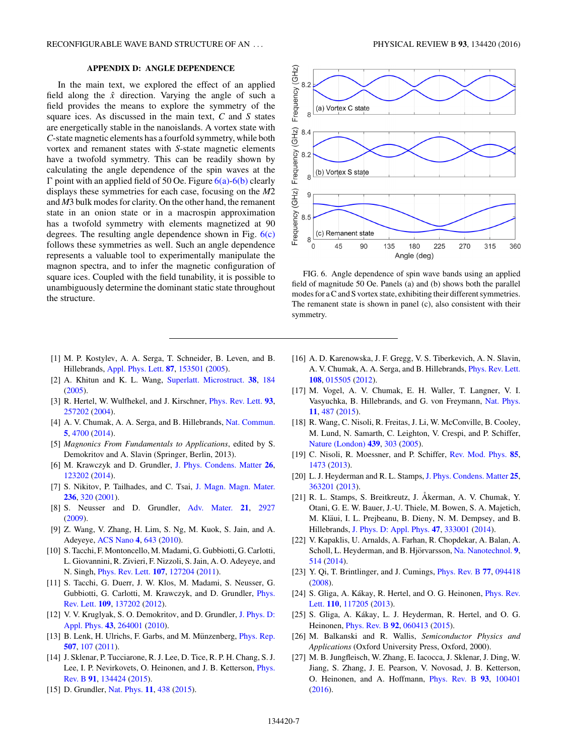## APPENDIX D: ANGLE DEPENDENCE

In the main text, we explored the effect of an applied field along the $\hat{x}$ direction. Varying the angle of such a field provides the means to explore the symmetry of the square ices. As discussed in the main text, $C$ and $S$ states are energetically stable in the nanoislands. A vortex state with $C$-state magnetic elements has a fourfold symmetry, while both vortex and remanent states with $S$-state magnetic elements have a twofold symmetry. This can be readily shown by calculating the angle dependence of the spin waves at the $\Gamma$ point with an applied field of 50 Oe. Figure 6(a)-6(b) clearly displays these symmetries for each case, focusing on the $M2$ and $M3$ bulk modes for clarity. On the other hand, the remanent state in an onion state or in a macrospin approximation has a twofold symmetry with elements magnetized at 90 degrees. The resulting angle dependence shown in Fig. 6(c) follows these symmetries as well. Such an angle dependence represents a valuable tool to experimentally manipulate the magnon spectra, and to infer the magnetic configuration of square ices. Coupled with the field tunability, it is possible to unambiguously determine the dominant static state throughout the structure.

FIG. 6. Angle dependence of spin wave bands using an applied field of magnitude 50 Oe. Panels (a) and (b) shows both the parallel modes for a C and S vortex state, exhibiting their different symmetries. The remanent state is shown in panel (c), also consistent with their symmetry.

---

[1] M. P. Kostylev, A. A. Serga, T. Schneider, B. Leven, and B. Hillebrands, Appl. Phys. Lett. **87**, 153501 (2005).

[2] A. Khitun and K. L. Wang, Superlatt. Microstruct. **38**, 184 (2005).

[3] R. Hertel, W. Wulfhekel, and J. Kirschner, Phys. Rev. Lett. **93**, 257202 (2004).

[4] A. V. Chumak, A. A. Serga, and B. Hillebrands, Nat. Commun. **5**, 4700 (2014).

[5] *Magnonics From Fundamentals to Applications*, edited by S. Demokritov and A. Slavin (Springer, Berlin, 2013).

[6] M. Krawczyk and D. Grundler, J. Phys. Condens. Matter **26**, 123202 (2014).

[7] S. Nikitov, P. Tailhades, and C. Tsai, J. Magn. Magn. Mater. **236**, 320 (2001).

[8] S. Neusser and D. Grundler, Adv. Mater. **21**, 2927 (2009).

[9] Z. Wang, V. Zhang, H. Lim, S. Ng, M. Kuok, S. Jain, and A. Adeyeye, ACS Nano **4**, 643 (2010).

[10] S. Tacchi, F. Montoncello, M. Madami, G. Gubbiotti, G. Carlotti, L. Giovannini, R. Zivieri, F. Nizzoli, S. Jain, A. O. Adeyeye, and N. Singh, Phys. Rev. Lett. **107**, 127204 (2011).

[11] S. Tacchi, G. Duerr, J. W. Klos, M. Madami, S. Neusser, G. Gubbiotti, G. Carlotti, M. Krawczyk, and D. Grundler, Phys. Rev. Lett. **109**, 137202 (2012).

[12] V. V. Kruglyak, S. O. Demokritov, and D. Grundler, J. Phys. D: Appl. Phys. **43**, 264001 (2010).

[13] B. Lenk, H. Ulrichs, F. Garbs, and M. Münzenberg, Phys. Rep. **507**, 107 (2011).

[14] J. Sklenar, P. Tucciarone, R. J. Lee, D. Tice, R. P. H. Chang, S. J. Lee, I. P. Nevirkovets, O. Heinonen, and J. B. Ketterson, Phys. Rev. B **91**, 134424 (2015).

[15] D. Grundler, Nat. Phys. **11**, 438 (2015).

[16] A. D. Karenowska, J. F. Gregg, V. S. Tiberkevich, A. N. Slavin, A. V. Chumak, A. A. Serga, and B. Hillebrands, Phys. Rev. Lett. **108**, 015505 (2012).

[17] M. Vogel, A. V. Chumak, E. H. Waller, T. Langner, V. I. Vasyuchka, B. Hillebrands, and G. von Freymann, Nat. Phys. **11**, 487 (2015).

[18] R. Wang, C. Nisoli, R. Freitas, J. Li, W. McConville, B. Cooley, M. Lund, N. Samarth, C. Leighton, V. Crespi, and P. Schiffer, Nature (London) **439**, 303 (2005).

[19] C. Nisoli, R. Moessner, and P. Schiffer, Rev. Mod. Phys. **85**, 1473 (2013).

[20] L. J. Heyderman and R. L. Stamps, J. Phys. Condens. Matter **25**, 363201 (2013).

[21] R. L. Stamps, S. Breitkreutz, J. Åkerman, A. V. Chumak, Y. Otani, G. E. W. Bauer, J.-U. Thiele, M. Bowen, S. A. Majetich, M. Kläui, I. L. Prejbeanu, B. Dieny, N. M. Dempsey, and B. Hillebrands, J. Phys. D: Appl. Phys. **47**, 333001 (2014).

[22] V. Kapaklis, U. Arnalds, A. Farhan, R. Chopdekar, A. Balan, A. Scholl, L. Heyderman, and B. Hjörvarsson, Na. Nanotechnol. **9**, 514 (2014).

[23] Y. Qi, T. Brintlinger, and J. Cumings, Phys. Rev. B **77**, 094418 (2008).

[24] S. Gliga, A. Kákay, R. Hertel, and O. G. Heinonen, Phys. Rev. Lett. **110**, 117205 (2013).

[25] S. Gliga, A. Kákay, L. J. Heyderman, R. Hertel, and O. G. Heinonen, Phys. Rev. B **92**, 060413 (2015).

[26] M. Balkanski and R. Wallis, *Semiconductor Physics and Applications* (Oxford University Press, Oxford, 2000).

[27] M. B. Jungfleisch, W. Zhang, E. Iacocca, J. Sklenar, J. Ding, W. Jiang, S. Zhang, J. E. Pearson, V. Novosad, J. B. Ketterson, O. Heinonen, and A. Hoffmann, Phys. Rev. B **93**, 100401 (2016).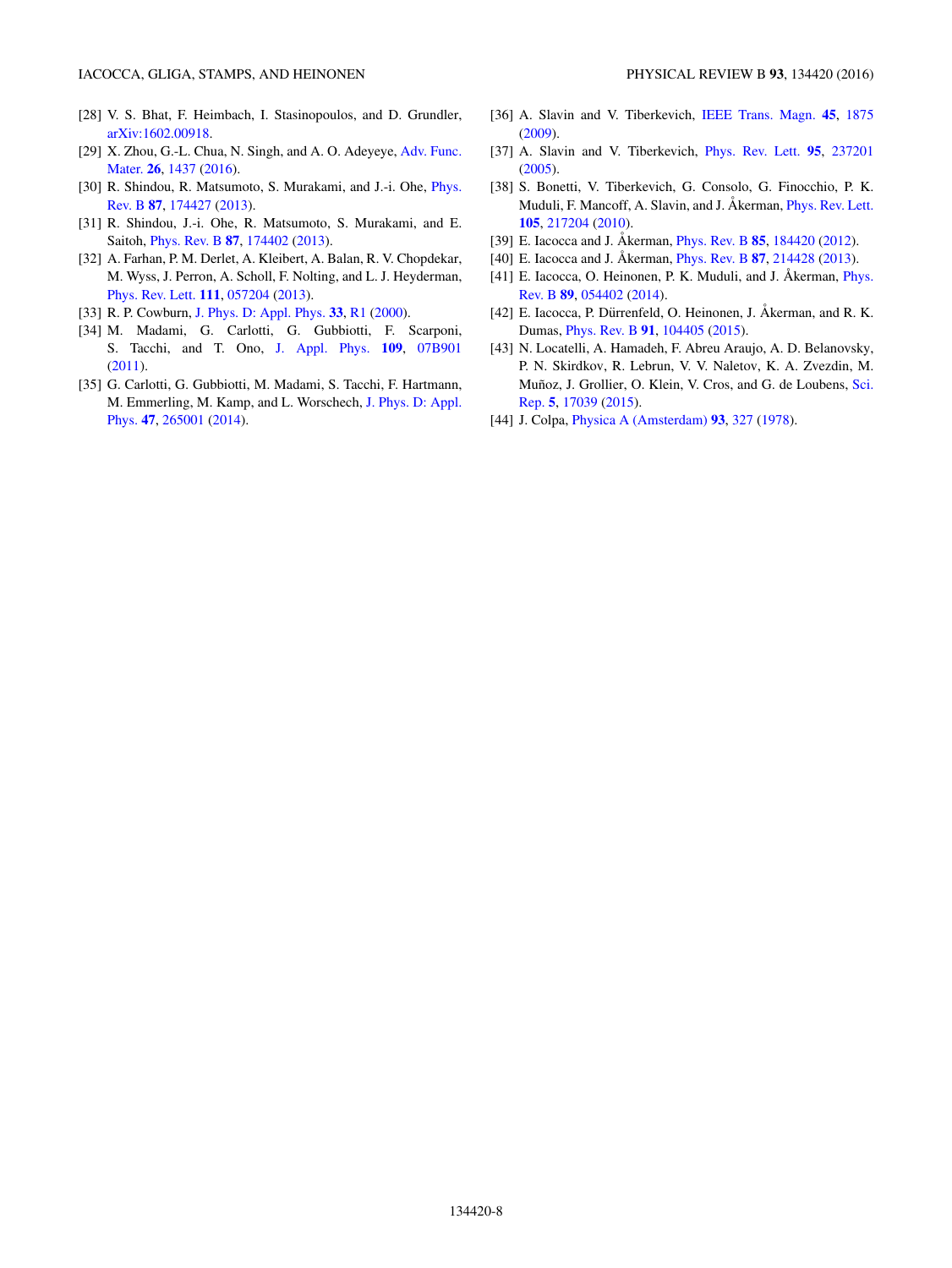[28] V. S. Bhat, F. Heimbach, I. Stasinopoulos, and D. Grundler, arXiv:1602.00918.

[29] X. Zhou, G.-L. Chua, N. Singh, and A. O. Adeyeye, Adv. Func. Mater. **26**, 1437 (2016).

[30] R. Shindou, R. Matsumoto, S. Murakami, and J.-i. Ohe, Phys. Rev. B **87**, 174427 (2013).

[31] R. Shindou, J.-i. Ohe, R. Matsumoto, S. Murakami, and E. Saitoh, Phys. Rev. B **87**, 174402 (2013).

[32] A. Farhan, P. M. Derlet, A. Kleibert, A. Balan, R. V. Chopdekar, M. Wyss, J. Perron, A. Scholl, F. Nolting, and L. J. Heyderman, Phys. Rev. Lett. **111**, 057204 (2013).

[33] R. P. Cowburn, J. Phys. D: Appl. Phys. **33**, R1 (2000).

[34] M. Madami, G. Carlotti, G. Gubbiotti, F. Scarponi, S. Tacchi, and T. Ono, J. Appl. Phys. **109**, 07B901 (2011).

[35] G. Carlotti, G. Gubbiotti, M. Madami, S. Tacchi, F. Hartmann, M. Emmerling, M. Kamp, and L. Worschech, J. Phys. D: Appl. Phys. **47**, 265001 (2014).

[36] A. Slavin and V. Tiberkevich, IEEE Trans. Magn. **45**, 1875 (2009).

[37] A. Slavin and V. Tiberkevich, Phys. Rev. Lett. **95**, 237201 (2005).

[38] S. Bonetti, V. Tiberkevich, G. Consolo, G. Finocchio, P. K. Muduli, F. Mancoff, A. Slavin, and J. Åkerman, Phys. Rev. Lett. **105**, 217204 (2010).

[39] E. Iacocca and J. Åkerman, Phys. Rev. B **85**, 184420 (2012).

[40] E. Iacocca and J. Åkerman, Phys. Rev. B **87**, 214428 (2013).

[41] E. Iacocca, O. Heinonen, P. K. Muduli, and J. Åkerman, Phys. Rev. B **89**, 054402 (2014).

[42] E. Iacocca, P. Dürrenfeld, O. Heinonen, J. Åkerman, and R. K. Dumas, Phys. Rev. B **91**, 104405 (2015).

[43] N. Locatelli, A. Hamadeh, F. Abreu Araujo, A. D. Belanovsky, P. N. Skirdkov, R. Lebrun, V. V. Naletov, K. A. Zvezdin, M. Muñoz, J. Grollier, O. Klein, V. Cros, and G. de Loubens, Sci. Rep. **5**, 17039 (2015).

[44] J. Colpa, Physica A (Amsterdam) **93**, 327 (1978).